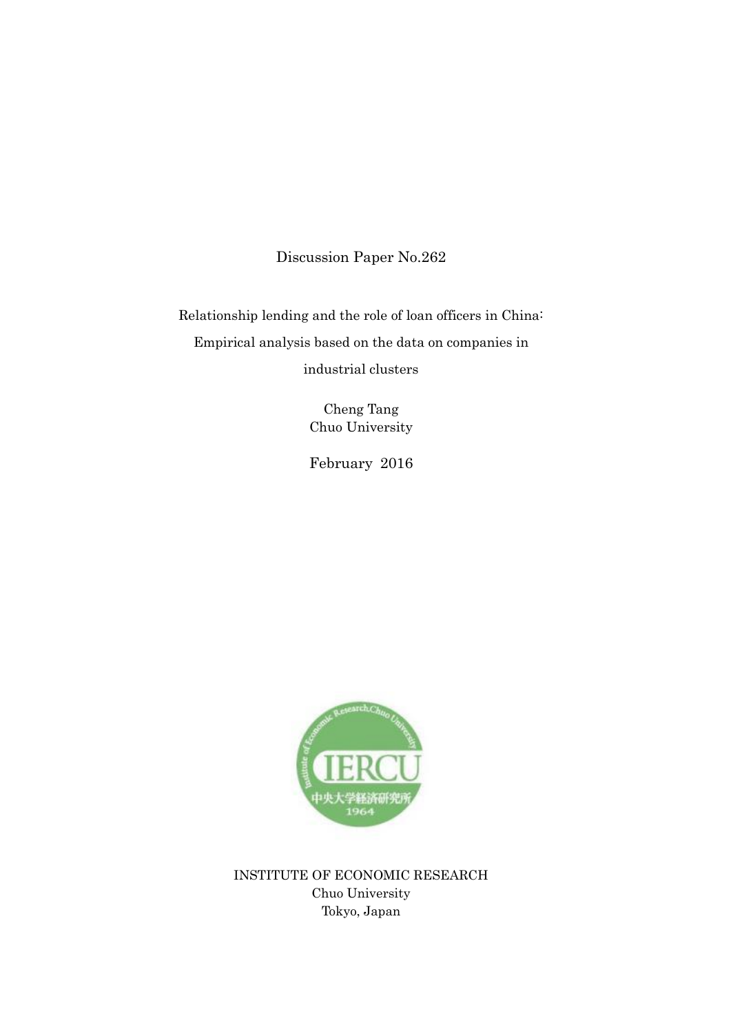Discussion Paper No.262

# Relationship lending and the role of loan officers in China: Empirical analysis based on the data on companies in industrial clusters

Cheng Tang
Chuo University

February 2016

INSTITUTE OF ECONOMIC RESEARCH
Chuo University
Tokyo, Japan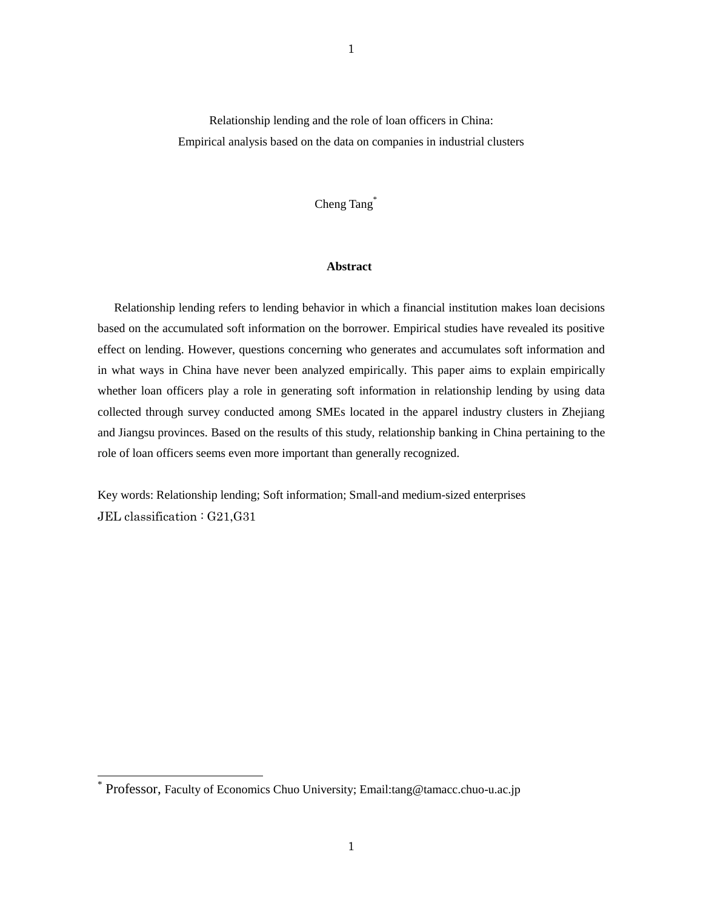Relationship lending and the role of loan officers in China:
Empirical analysis based on the data on companies in industrial clusters

Cheng Tang[*]

**Abstract**

Relationship lending refers to lending behavior in which a financial institution makes loan decisions based on the accumulated soft information on the borrower. Empirical studies have revealed its positive effect on lending. However, questions concerning who generates and accumulates soft information and in what ways in China have never been analyzed empirically. This paper aims to explain empirically whether loan officers play a role in generating soft information in relationship lending by using data collected through survey conducted among SMEs located in the apparel industry clusters in Zhejiang and Jiangsu provinces. Based on the results of this study, relationship banking in China pertaining to the role of loan officers seems even more important than generally recognized.

Key words: Relationship lending; Soft information; Small-and medium-sized enterprises
JEL classification：G21,G31

---

[*] Professor, Faculty of Economics Chuo University; Email:tang@tamacc.chuo-u.ac.jp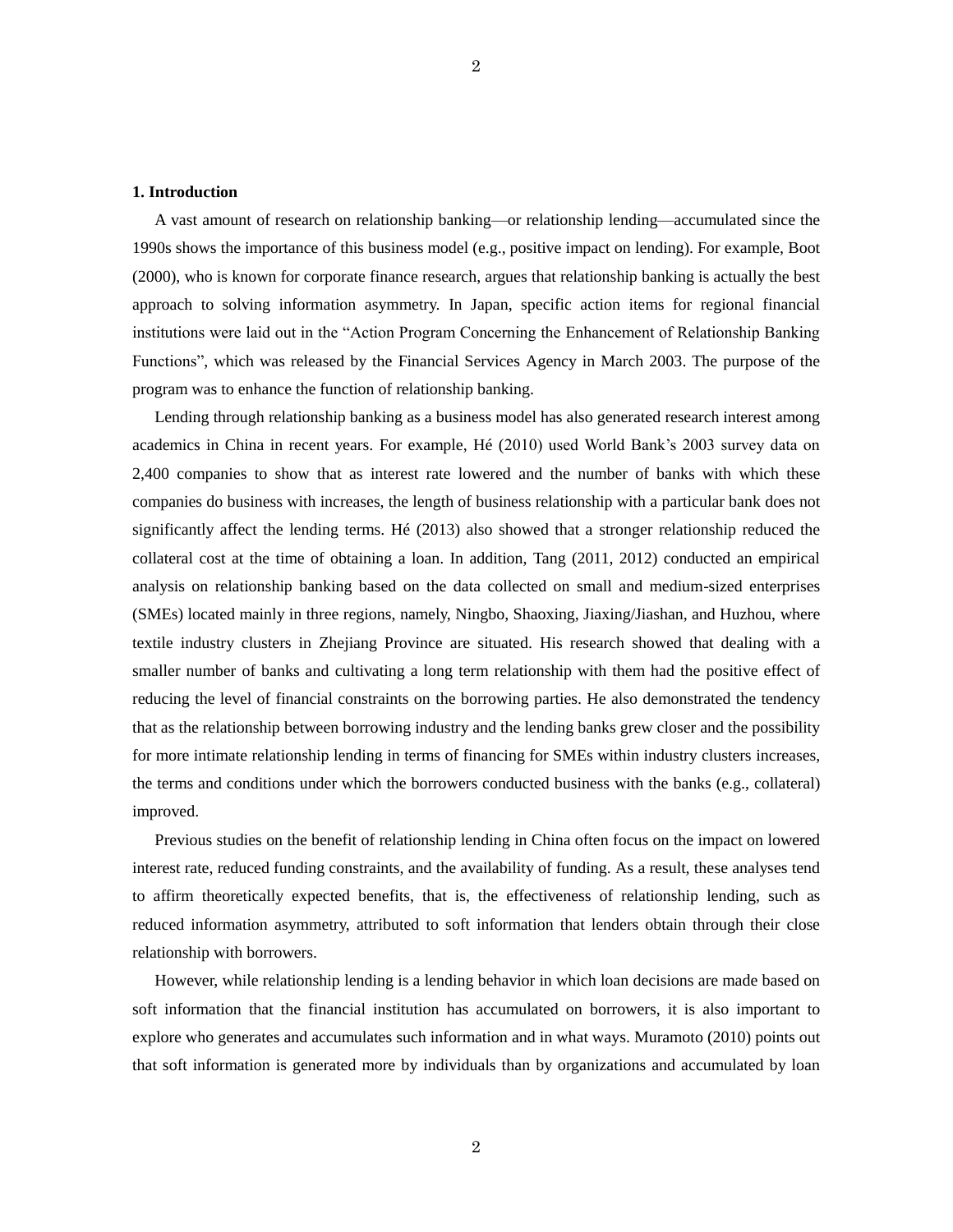## 1. Introduction

A vast amount of research on relationship banking—or relationship lending—accumulated since the 1990s shows the importance of this business model (e.g., positive impact on lending). For example, Boot (2000), who is known for corporate finance research, argues that relationship banking is actually the best approach to solving information asymmetry. In Japan, specific action items for regional financial institutions were laid out in the "Action Program Concerning the Enhancement of Relationship Banking Functions", which was released by the Financial Services Agency in March 2003. The purpose of the program was to enhance the function of relationship banking.

Lending through relationship banking as a business model has also generated research interest among academics in China in recent years. For example, Hé (2010) used World Bank's 2003 survey data on 2,400 companies to show that as interest rate lowered and the number of banks with which these companies do business with increases, the length of business relationship with a particular bank does not significantly affect the lending terms. Hé (2013) also showed that a stronger relationship reduced the collateral cost at the time of obtaining a loan. In addition, Tang (2011, 2012) conducted an empirical analysis on relationship banking based on the data collected on small and medium-sized enterprises (SMEs) located mainly in three regions, namely, Ningbo, Shaoxing, Jiaxing/Jiashan, and Huzhou, where textile industry clusters in Zhejiang Province are situated. His research showed that dealing with a smaller number of banks and cultivating a long term relationship with them had the positive effect of reducing the level of financial constraints on the borrowing parties. He also demonstrated the tendency that as the relationship between borrowing industry and the lending banks grew closer and the possibility for more intimate relationship lending in terms of financing for SMEs within industry clusters increases, the terms and conditions under which the borrowers conducted business with the banks (e.g., collateral) improved.

Previous studies on the benefit of relationship lending in China often focus on the impact on lowered interest rate, reduced funding constraints, and the availability of funding. As a result, these analyses tend to affirm theoretically expected benefits, that is, the effectiveness of relationship lending, such as reduced information asymmetry, attributed to soft information that lenders obtain through their close relationship with borrowers.

However, while relationship lending is a lending behavior in which loan decisions are made based on soft information that the financial institution has accumulated on borrowers, it is also important to explore who generates and accumulates such information and in what ways. Muramoto (2010) points out that soft information is generated more by individuals than by organizations and accumulated by loan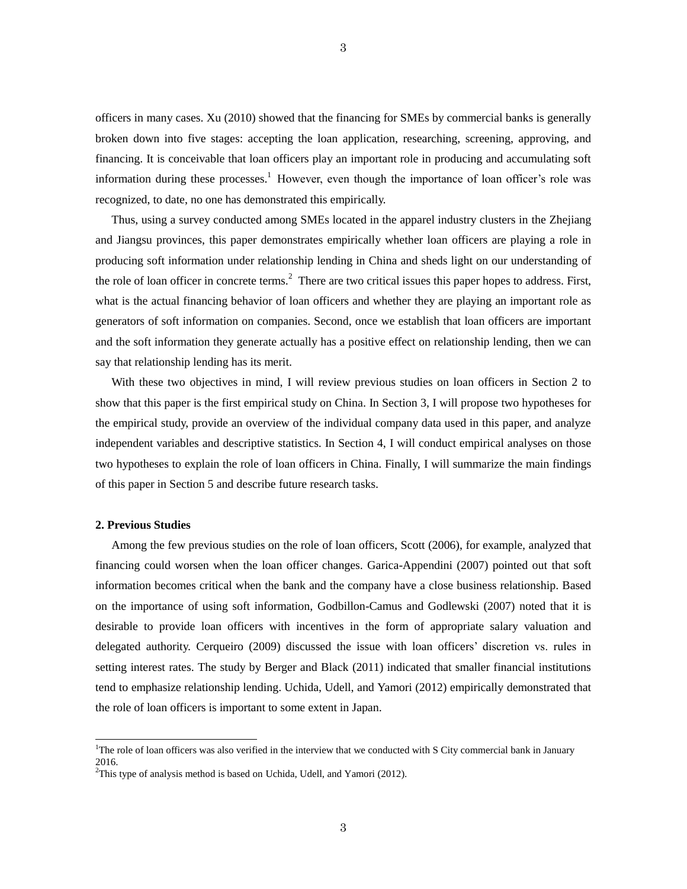officers in many cases. Xu (2010) showed that the financing for SMEs by commercial banks is generally broken down into five stages: accepting the loan application, researching, screening, approving, and financing. It is conceivable that loan officers play an important role in producing and accumulating soft information during these processes.[1] However, even though the importance of loan officer's role was recognized, to date, no one has demonstrated this empirically.

Thus, using a survey conducted among SMEs located in the apparel industry clusters in the Zhejiang and Jiangsu provinces, this paper demonstrates empirically whether loan officers are playing a role in producing soft information under relationship lending in China and sheds light on our understanding of the role of loan officer in concrete terms.[2] There are two critical issues this paper hopes to address. First, what is the actual financing behavior of loan officers and whether they are playing an important role as generators of soft information on companies. Second, once we establish that loan officers are important and the soft information they generate actually has a positive effect on relationship lending, then we can say that relationship lending has its merit.

With these two objectives in mind, I will review previous studies on loan officers in Section 2 to show that this paper is the first empirical study on China. In Section 3, I will propose two hypotheses for the empirical study, provide an overview of the individual company data used in this paper, and analyze independent variables and descriptive statistics. In Section 4, I will conduct empirical analyses on those two hypotheses to explain the role of loan officers in China. Finally, I will summarize the main findings of this paper in Section 5 and describe future research tasks.

## 2. Previous Studies

Among the few previous studies on the role of loan officers, Scott (2006), for example, analyzed that financing could worsen when the loan officer changes. Garica-Appendini (2007) pointed out that soft information becomes critical when the bank and the company have a close business relationship. Based on the importance of using soft information, Godbillon-Camus and Godlewski (2007) noted that it is desirable to provide loan officers with incentives in the form of appropriate salary valuation and delegated authority. Cerqueiro (2009) discussed the issue with loan officers' discretion vs. rules in setting interest rates. The study by Berger and Black (2011) indicated that smaller financial institutions tend to emphasize relationship lending. Uchida, Udell, and Yamori (2012) empirically demonstrated that the role of loan officers is important to some extent in Japan.

[1]The role of loan officers was also verified in the interview that we conducted with S City commercial bank in January 2016.

[2]This type of analysis method is based on Uchida, Udell, and Yamori (2012).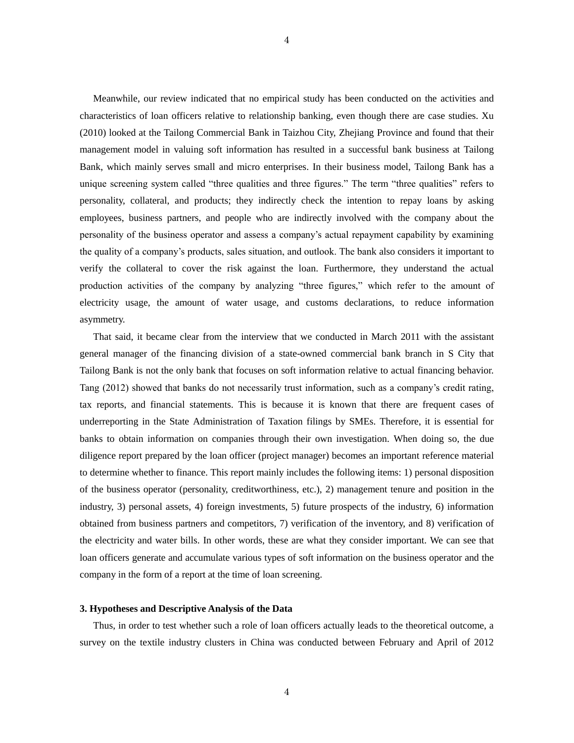Meanwhile, our review indicated that no empirical study has been conducted on the activities and characteristics of loan officers relative to relationship banking, even though there are case studies. Xu (2010) looked at the Tailong Commercial Bank in Taizhou City, Zhejiang Province and found that their management model in valuing soft information has resulted in a successful bank business at Tailong Bank, which mainly serves small and micro enterprises. In their business model, Tailong Bank has a unique screening system called "three qualities and three figures." The term "three qualities" refers to personality, collateral, and products; they indirectly check the intention to repay loans by asking employees, business partners, and people who are indirectly involved with the company about the personality of the business operator and assess a company's actual repayment capability by examining the quality of a company's products, sales situation, and outlook. The bank also considers it important to verify the collateral to cover the risk against the loan. Furthermore, they understand the actual production activities of the company by analyzing "three figures," which refer to the amount of electricity usage, the amount of water usage, and customs declarations, to reduce information asymmetry.

That said, it became clear from the interview that we conducted in March 2011 with the assistant general manager of the financing division of a state-owned commercial bank branch in S City that Tailong Bank is not the only bank that focuses on soft information relative to actual financing behavior. Tang (2012) showed that banks do not necessarily trust information, such as a company's credit rating, tax reports, and financial statements. This is because it is known that there are frequent cases of underreporting in the State Administration of Taxation filings by SMEs. Therefore, it is essential for banks to obtain information on companies through their own investigation. When doing so, the due diligence report prepared by the loan officer (project manager) becomes an important reference material to determine whether to finance. This report mainly includes the following items: 1) personal disposition of the business operator (personality, creditworthiness, etc.), 2) management tenure and position in the industry, 3) personal assets, 4) foreign investments, 5) future prospects of the industry, 6) information obtained from business partners and competitors, 7) verification of the inventory, and 8) verification of the electricity and water bills. In other words, these are what they consider important. We can see that loan officers generate and accumulate various types of soft information on the business operator and the company in the form of a report at the time of loan screening.

## 3. Hypotheses and Descriptive Analysis of the Data

Thus, in order to test whether such a role of loan officers actually leads to the theoretical outcome, a survey on the textile industry clusters in China was conducted between February and April of 2012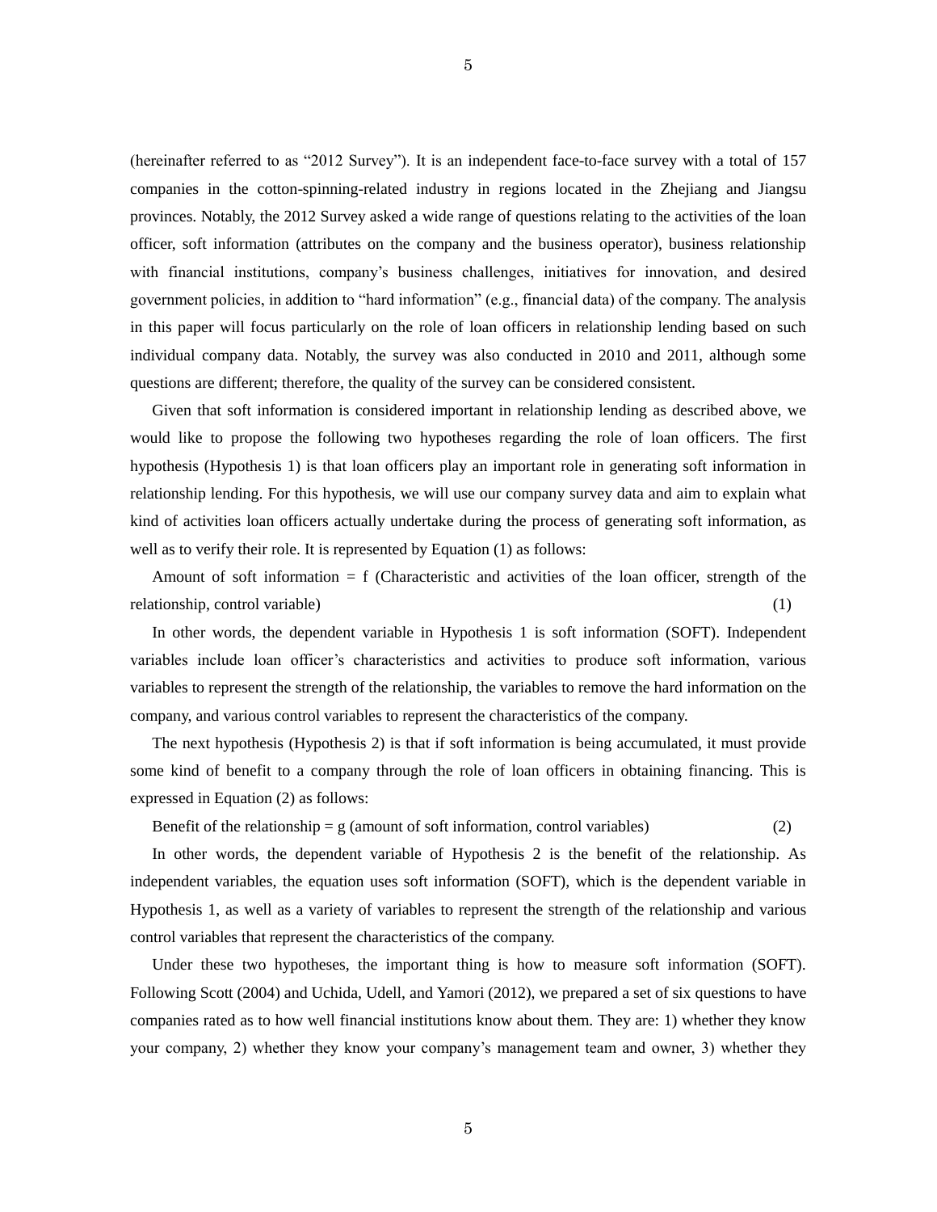(hereinafter referred to as “2012 Survey”). It is an independent face-to-face survey with a total of 157 companies in the cotton-spinning-related industry in regions located in the Zhejiang and Jiangsu provinces. Notably, the 2012 Survey asked a wide range of questions relating to the activities of the loan officer, soft information (attributes on the company and the business operator), business relationship with financial institutions, company’s business challenges, initiatives for innovation, and desired government policies, in addition to “hard information” (e.g., financial data) of the company. The analysis in this paper will focus particularly on the role of loan officers in relationship lending based on such individual company data. Notably, the survey was also conducted in 2010 and 2011, although some questions are different; therefore, the quality of the survey can be considered consistent.

Given that soft information is considered important in relationship lending as described above, we would like to propose the following two hypotheses regarding the role of loan officers. The first hypothesis (Hypothesis 1) is that loan officers play an important role in generating soft information in relationship lending. For this hypothesis, we will use our company survey data and aim to explain what kind of activities loan officers actually undertake during the process of generating soft information, as well as to verify their role. It is represented by Equation (1) as follows:

Amount of soft information = f (Characteristic and activities of the loan officer, strength of the relationship, control variable) (1)

In other words, the dependent variable in Hypothesis 1 is soft information (SOFT). Independent variables include loan officer’s characteristics and activities to produce soft information, various variables to represent the strength of the relationship, the variables to remove the hard information on the company, and various control variables to represent the characteristics of the company.

The next hypothesis (Hypothesis 2) is that if soft information is being accumulated, it must provide some kind of benefit to a company through the role of loan officers in obtaining financing. This is expressed in Equation (2) as follows:

Benefit of the relationship = g (amount of soft information, control variables) (2)

In other words, the dependent variable of Hypothesis 2 is the benefit of the relationship. As independent variables, the equation uses soft information (SOFT), which is the dependent variable in Hypothesis 1, as well as a variety of variables to represent the strength of the relationship and various control variables that represent the characteristics of the company.

Under these two hypotheses, the important thing is how to measure soft information (SOFT). Following Scott (2004) and Uchida, Udell, and Yamori (2012), we prepared a set of six questions to have companies rated as to how well financial institutions know about them. They are: 1) whether they know your company, 2) whether they know your company’s management team and owner, 3) whether they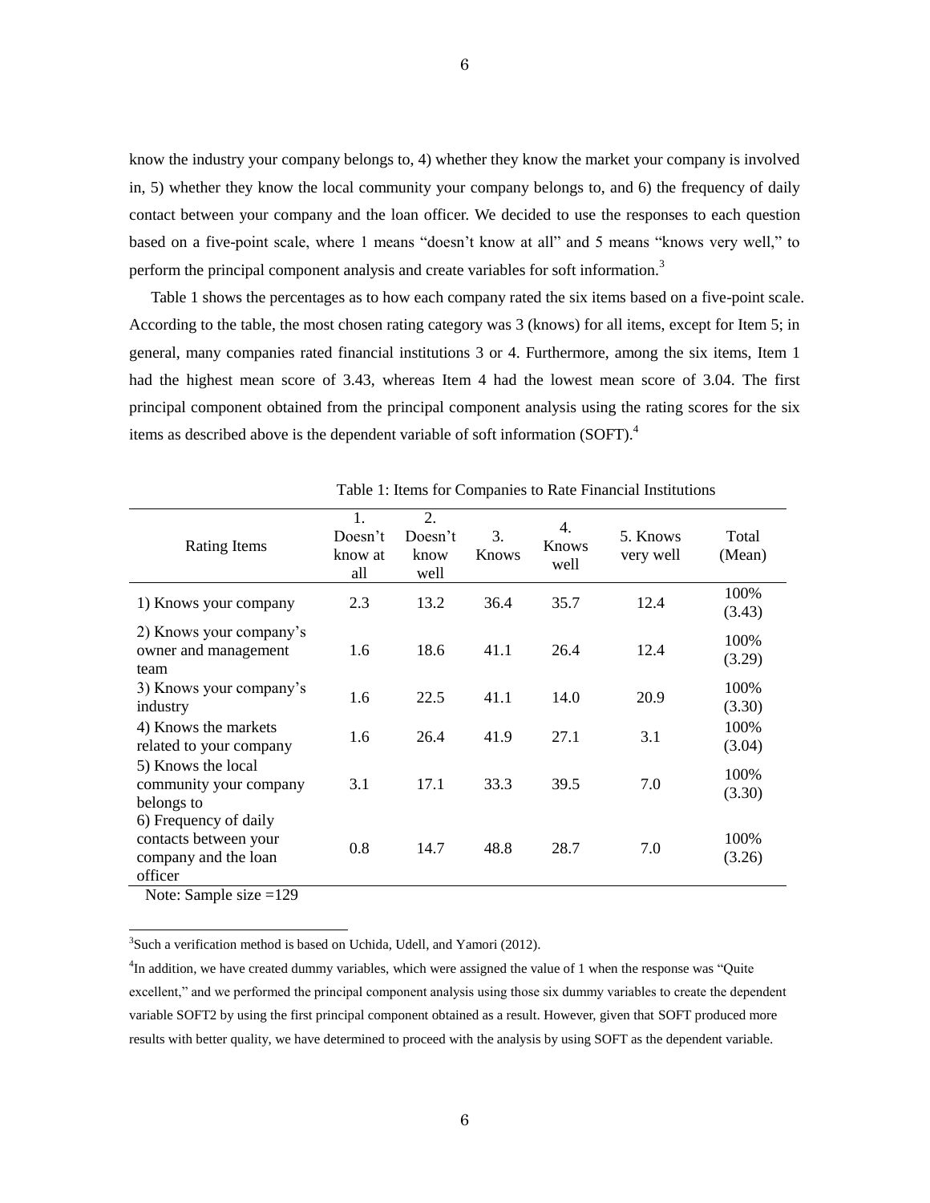know the industry your company belongs to, 4) whether they know the market your company is involved in, 5) whether they know the local community your company belongs to, and 6) the frequency of daily contact between your company and the loan officer. We decided to use the responses to each question based on a five-point scale, where 1 means "doesn't know at all" and 5 means "knows very well," to perform the principal component analysis and create variables for soft information.[3]

Table 1 shows the percentages as to how each company rated the six items based on a five-point scale. According to the table, the most chosen rating category was 3 (knows) for all items, except for Item 5; in general, many companies rated financial institutions 3 or 4. Furthermore, among the six items, Item 1 had the highest mean score of 3.43, whereas Item 4 had the lowest mean score of 3.04. The first principal component obtained from the principal component analysis using the rating scores for the six items as described above is the dependent variable of soft information (SOFT).[4]

Table 1: Items for Companies to Rate Financial Institutions

| Rating Items | 1. Doesn't know at all | 2. Doesn't know well | 3. Knows | 4. Knows well | 5. Knows very well | Total (Mean) |
|---|---|---|---|---|---|---|
| 1) Knows your company | 2.3 | 13.2 | 36.4 | 35.7 | 12.4 | 100% (3.43) |
| 2) Knows your company's owner and management team | 1.6 | 18.6 | 41.1 | 26.4 | 12.4 | 100% (3.29) |
| 3) Knows your company's industry | 1.6 | 22.5 | 41.1 | 14.0 | 20.9 | 100% (3.30) |
| 4) Knows the markets related to your company | 1.6 | 26.4 | 41.9 | 27.1 | 3.1 | 100% (3.04) |
| 5) Knows the local community your company belongs to | 3.1 | 17.1 | 33.3 | 39.5 | 7.0 | 100% (3.30) |
| 6) Frequency of daily contacts between your company and the loan officer | 0.8 | 14.7 | 48.8 | 28.7 | 7.0 | 100% (3.26) |

Note: Sample size =129

[3] Such a verification method is based on Uchida, Udell, and Yamori (2012).

[4] In addition, we have created dummy variables, which were assigned the value of 1 when the response was "Quite excellent," and we performed the principal component analysis using those six dummy variables to create the dependent variable SOFT2 by using the first principal component obtained as a result. However, given that SOFT produced more results with better quality, we have determined to proceed with the analysis by using SOFT as the dependent variable.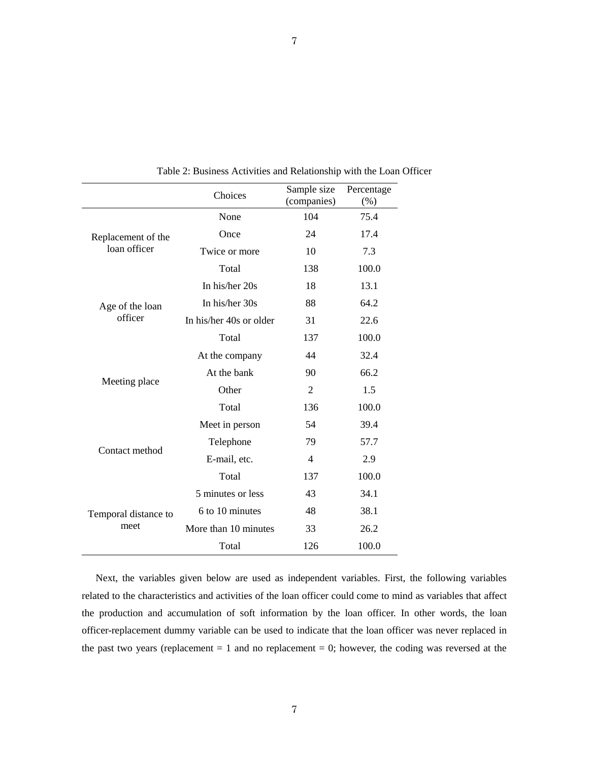Table 2: Business Activities and Relationship with the Loan Officer

| | Choices | Sample size (companies) | Percentage (%) |
|---|---|---|---|
| Replacement of the loan officer | None | 104 | 75.4 |
| | Once | 24 | 17.4 |
| | Twice or more | 10 | 7.3 |
| | Total | 138 | 100.0 |
| Age of the loan officer | In his/her 20s | 18 | 13.1 |
| | In his/her 30s | 88 | 64.2 |
| | In his/her 40s or older | 31 | 22.6 |
| | Total | 137 | 100.0 |
| Meeting place | At the company | 44 | 32.4 |
| | At the bank | 90 | 66.2 |
| | Other | 2 | 1.5 |
| | Total | 136 | 100.0 |
| Contact method | Meet in person | 54 | 39.4 |
| | Telephone | 79 | 57.7 |
| | E-mail, etc. | 4 | 2.9 |
| | Total | 137 | 100.0 |
| Temporal distance to meet | 5 minutes or less | 43 | 34.1 |
| | 6 to 10 minutes | 48 | 38.1 |
| | More than 10 minutes | 33 | 26.2 |
| | Total | 126 | 100.0 |

Next, the variables given below are used as independent variables. First, the following variables related to the characteristics and activities of the loan officer could come to mind as variables that affect the production and accumulation of soft information by the loan officer. In other words, the loan officer-replacement dummy variable can be used to indicate that the loan officer was never replaced in the past two years (replacement = 1 and no replacement = 0; however, the coding was reversed at the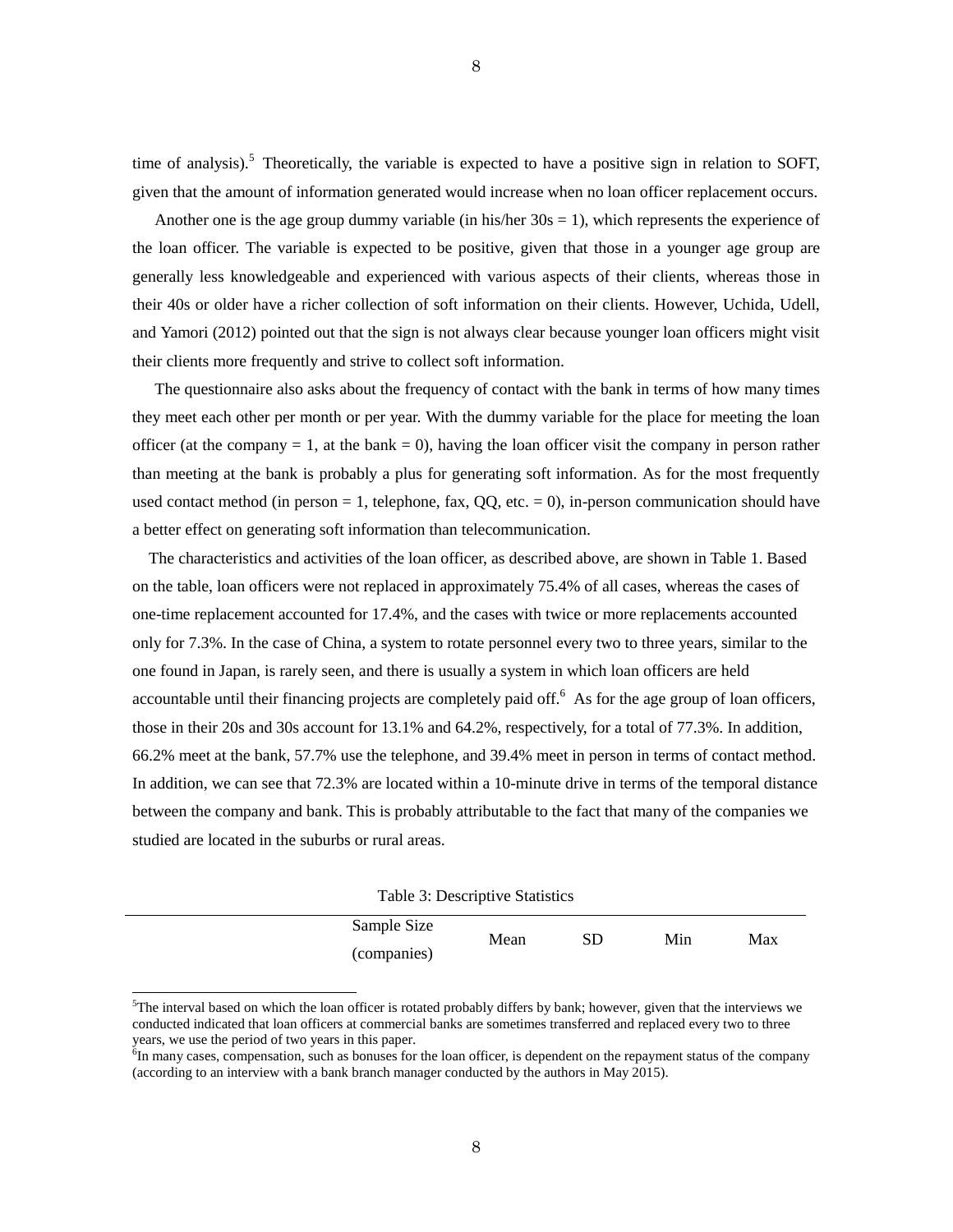time of analysis).[5] Theoretically, the variable is expected to have a positive sign in relation to SOFT, given that the amount of information generated would increase when no loan officer replacement occurs.

Another one is the age group dummy variable (in his/her 30s = 1), which represents the experience of the loan officer. The variable is expected to be positive, given that those in a younger age group are generally less knowledgeable and experienced with various aspects of their clients, whereas those in their 40s or older have a richer collection of soft information on their clients. However, Uchida, Udell, and Yamori (2012) pointed out that the sign is not always clear because younger loan officers might visit their clients more frequently and strive to collect soft information.

The questionnaire also asks about the frequency of contact with the bank in terms of how many times they meet each other per month or per year. With the dummy variable for the place for meeting the loan officer (at the company = 1, at the bank = 0), having the loan officer visit the company in person rather than meeting at the bank is probably a plus for generating soft information. As for the most frequently used contact method (in person = 1, telephone, fax, QQ, etc. = 0), in-person communication should have a better effect on generating soft information than telecommunication.

The characteristics and activities of the loan officer, as described above, are shown in Table 1. Based on the table, loan officers were not replaced in approximately 75.4% of all cases, whereas the cases of one-time replacement accounted for 17.4%, and the cases with twice or more replacements accounted only for 7.3%. In the case of China, a system to rotate personnel every two to three years, similar to the one found in Japan, is rarely seen, and there is usually a system in which loan officers are held accountable until their financing projects are completely paid off.[6] As for the age group of loan officers, those in their 20s and 30s account for 13.1% and 64.2%, respectively, for a total of 77.3%. In addition, 66.2% meet at the bank, 57.7% use the telephone, and 39.4% meet in person in terms of contact method. In addition, we can see that 72.3% are located within a 10-minute drive in terms of the temporal distance between the company and bank. This is probably attributable to the fact that many of the companies we studied are located in the suburbs or rural areas.

Table 3: Descriptive Statistics

| | Sample Size (companies) | Mean | SD | Min | Max |
|---|---|---|---|---|---|

[5] The interval based on which the loan officer is rotated probably differs by bank; however, given that the interviews we conducted indicated that loan officers at commercial banks are sometimes transferred and replaced every two to three years, we use the period of two years in this paper.

[6] In many cases, compensation, such as bonuses for the loan officer, is dependent on the repayment status of the company (according to an interview with a bank branch manager conducted by the authors in May 2015).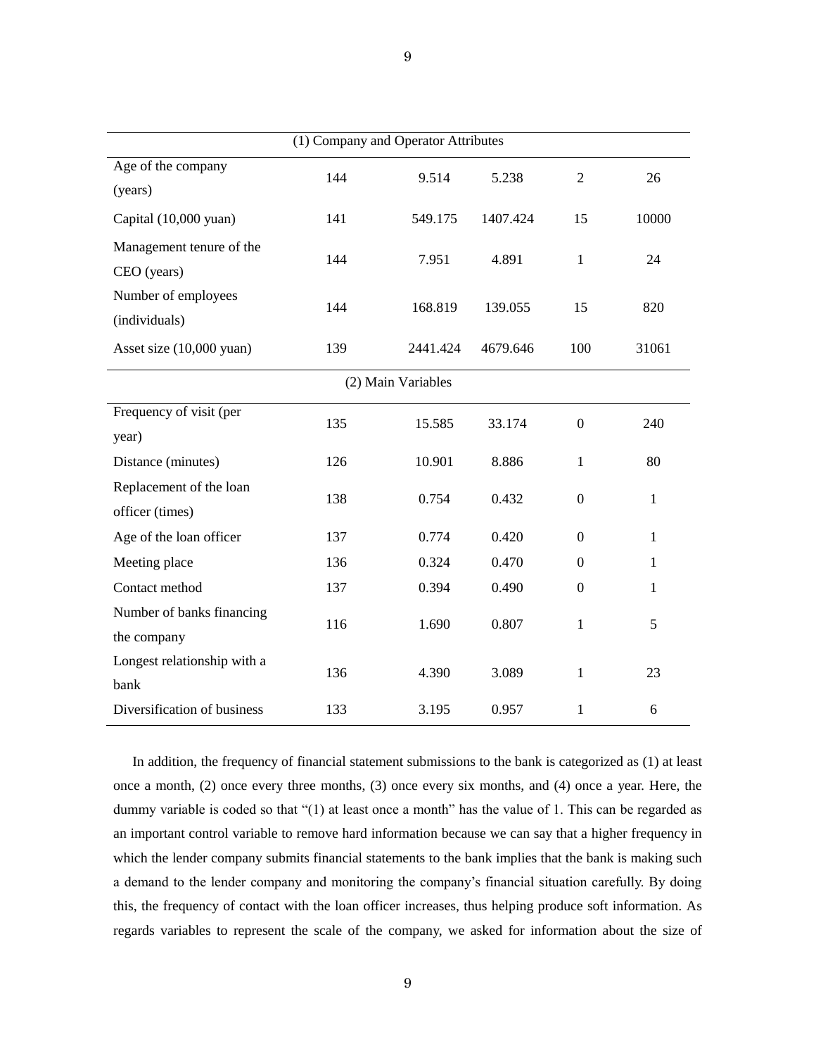| | | | | | |
|---|---|---|---|---|---|
| (1) Company and Operator Attributes | | | | | |
| Age of the company (years) | 144 | 9.514 | 5.238 | 2 | 26 |
| Capital (10,000 yuan) | 141 | 549.175 | 1407.424 | 15 | 10000 |
| Management tenure of the CEO (years) | 144 | 7.951 | 4.891 | 1 | 24 |
| Number of employees (individuals) | 144 | 168.819 | 139.055 | 15 | 820 |
| Asset size (10,000 yuan) | 139 | 2441.424 | 4679.646 | 100 | 31061 |
| (2) Main Variables | | | | | |
| Frequency of visit (per year) | 135 | 15.585 | 33.174 | 0 | 240 |
| Distance (minutes) | 126 | 10.901 | 8.886 | 1 | 80 |
| Replacement of the loan officer (times) | 138 | 0.754 | 0.432 | 0 | 1 |
| Age of the loan officer | 137 | 0.774 | 0.420 | 0 | 1 |
| Meeting place | 136 | 0.324 | 0.470 | 0 | 1 |
| Contact method | 137 | 0.394 | 0.490 | 0 | 1 |
| Number of banks financing the company | 116 | 1.690 | 0.807 | 1 | 5 |
| Longest relationship with a bank | 136 | 4.390 | 3.089 | 1 | 23 |
| Diversification of business | 133 | 3.195 | 0.957 | 1 | 6 |

In addition, the frequency of financial statement submissions to the bank is categorized as (1) at least once a month, (2) once every three months, (3) once every six months, and (4) once a year. Here, the dummy variable is coded so that "(1) at least once a month" has the value of 1. This can be regarded as an important control variable to remove hard information because we can say that a higher frequency in which the lender company submits financial statements to the bank implies that the bank is making such a demand to the lender company and monitoring the company's financial situation carefully. By doing this, the frequency of contact with the loan officer increases, thus helping produce soft information. As regards variables to represent the scale of the company, we asked for information about the size of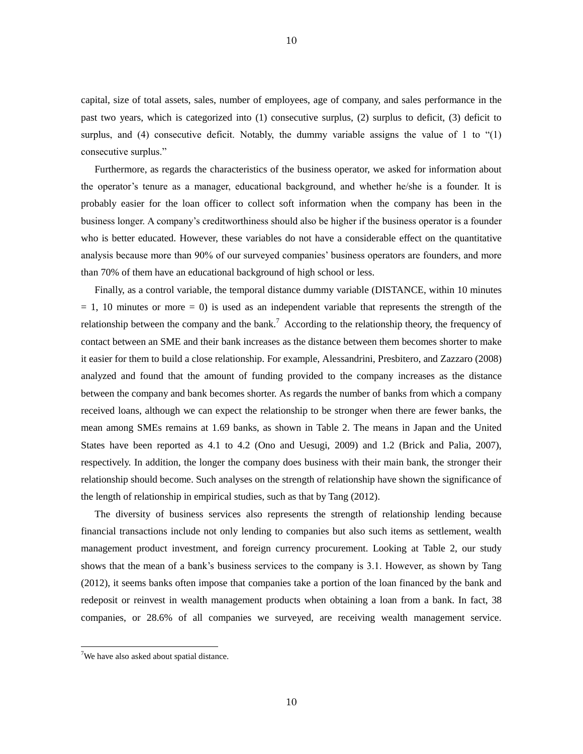capital, size of total assets, sales, number of employees, age of company, and sales performance in the past two years, which is categorized into (1) consecutive surplus, (2) surplus to deficit, (3) deficit to surplus, and (4) consecutive deficit. Notably, the dummy variable assigns the value of 1 to "(1) consecutive surplus."

Furthermore, as regards the characteristics of the business operator, we asked for information about the operator's tenure as a manager, educational background, and whether he/she is a founder. It is probably easier for the loan officer to collect soft information when the company has been in the business longer. A company's creditworthiness should also be higher if the business operator is a founder who is better educated. However, these variables do not have a considerable effect on the quantitative analysis because more than 90% of our surveyed companies' business operators are founders, and more than 70% of them have an educational background of high school or less.

Finally, as a control variable, the temporal distance dummy variable (DISTANCE, within 10 minutes = 1, 10 minutes or more = 0) is used as an independent variable that represents the strength of the relationship between the company and the bank.[7] According to the relationship theory, the frequency of contact between an SME and their bank increases as the distance between them becomes shorter to make it easier for them to build a close relationship. For example, Alessandrini, Presbitero, and Zazzaro (2008) analyzed and found that the amount of funding provided to the company increases as the distance between the company and bank becomes shorter. As regards the number of banks from which a company received loans, although we can expect the relationship to be stronger when there are fewer banks, the mean among SMEs remains at 1.69 banks, as shown in Table 2. The means in Japan and the United States have been reported as 4.1 to 4.2 (Ono and Uesugi, 2009) and 1.2 (Brick and Palia, 2007), respectively. In addition, the longer the company does business with their main bank, the stronger their relationship should become. Such analyses on the strength of relationship have shown the significance of the length of relationship in empirical studies, such as that by Tang (2012).

The diversity of business services also represents the strength of relationship lending because financial transactions include not only lending to companies but also such items as settlement, wealth management product investment, and foreign currency procurement. Looking at Table 2, our study shows that the mean of a bank's business services to the company is 3.1. However, as shown by Tang (2012), it seems banks often impose that companies take a portion of the loan financed by the bank and redeposit or reinvest in wealth management products when obtaining a loan from a bank. In fact, 38 companies, or 28.6% of all companies we surveyed, are receiving wealth management service.

[7] We have also asked about spatial distance.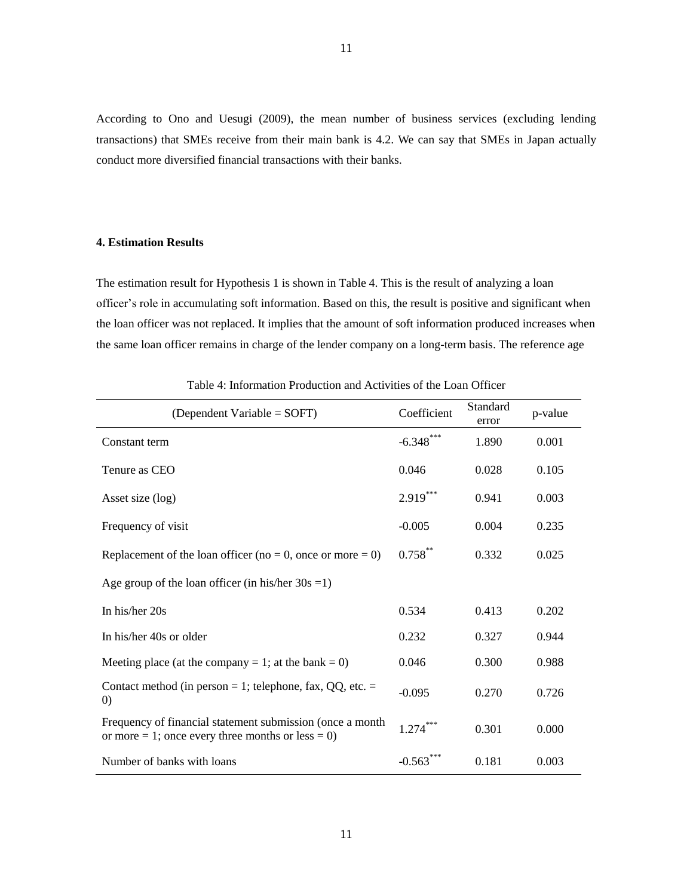According to Ono and Uesugi (2009), the mean number of business services (excluding lending transactions) that SMEs receive from their main bank is 4.2. We can say that SMEs in Japan actually conduct more diversified financial transactions with their banks.

#### 4. Estimation Results

The estimation result for Hypothesis 1 is shown in Table 4. This is the result of analyzing a loan officer's role in accumulating soft information. Based on this, the result is positive and significant when the loan officer was not replaced. It implies that the amount of soft information produced increases when the same loan officer remains in charge of the lender company on a long-term basis. The reference age

Table 4: Information Production and Activities of the Loan Officer

| (Dependent Variable = SOFT) | Coefficient | Standard error | p-value |
|---|---|---|---|
| Constant term | -6.348*** | 1.890 | 0.001 |
| Tenure as CEO | 0.046 | 0.028 | 0.105 |
| Asset size (log) | 2.919*** | 0.941 | 0.003 |
| Frequency of visit | -0.005 | 0.004 | 0.235 |
| Replacement of the loan officer (no = 0, once or more = 0) | 0.758** | 0.332 | 0.025 |
| Age group of the loan officer (in his/her 30s =1) | | | |
| In his/her 20s | 0.534 | 0.413 | 0.202 |
| In his/her 40s or older | 0.232 | 0.327 | 0.944 |
| Meeting place (at the company = 1; at the bank = 0) | 0.046 | 0.300 | 0.988 |
| Contact method (in person = 1; telephone, fax, QQ, etc. = 0) | -0.095 | 0.270 | 0.726 |
| Frequency of financial statement submission (once a month or more = 1; once every three months or less = 0) | 1.274*** | 0.301 | 0.000 |
| Number of banks with loans | -0.563*** | 0.181 | 0.003 |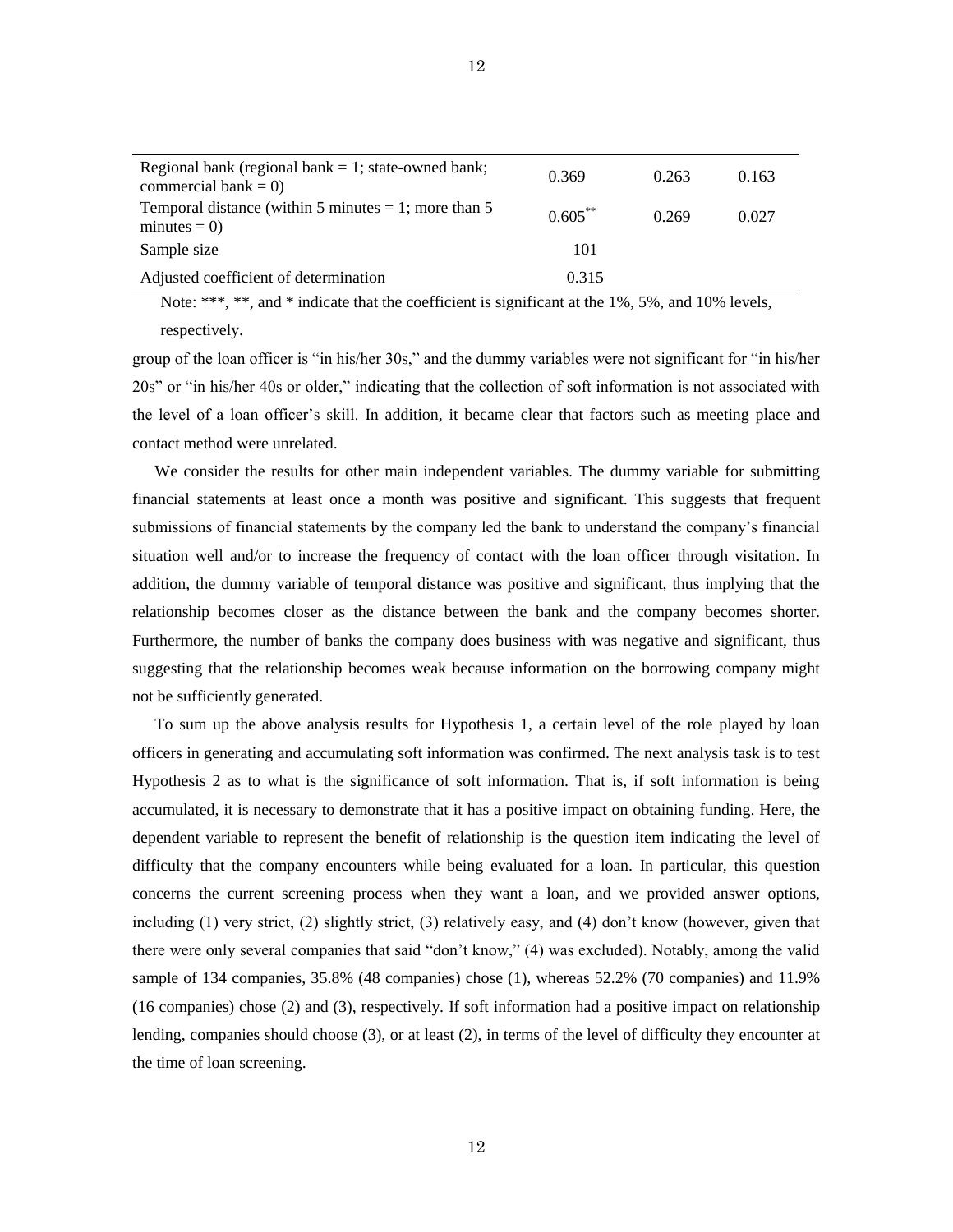| | | | |
|---|---|---|---|
| Regional bank (regional bank = 1; state-owned bank; commercial bank = 0) | 0.369 | 0.263 | 0.163 |
| Temporal distance (within 5 minutes = 1; more than 5 minutes = 0) | 0.605** | 0.269 | 0.027 |
| Sample size | 101 | | |
| Adjusted coefficient of determination | 0.315 | | |

Note: ***, **, and * indicate that the coefficient is significant at the 1%, 5%, and 10% levels, respectively.

group of the loan officer is "in his/her 30s," and the dummy variables were not significant for "in his/her 20s" or "in his/her 40s or older," indicating that the collection of soft information is not associated with the level of a loan officer's skill. In addition, it became clear that factors such as meeting place and contact method were unrelated.

We consider the results for other main independent variables. The dummy variable for submitting financial statements at least once a month was positive and significant. This suggests that frequent submissions of financial statements by the company led the bank to understand the company's financial situation well and/or to increase the frequency of contact with the loan officer through visitation. In addition, the dummy variable of temporal distance was positive and significant, thus implying that the relationship becomes closer as the distance between the bank and the company becomes shorter. Furthermore, the number of banks the company does business with was negative and significant, thus suggesting that the relationship becomes weak because information on the borrowing company might not be sufficiently generated.

To sum up the above analysis results for Hypothesis 1, a certain level of the role played by loan officers in generating and accumulating soft information was confirmed. The next analysis task is to test Hypothesis 2 as to what is the significance of soft information. That is, if soft information is being accumulated, it is necessary to demonstrate that it has a positive impact on obtaining funding. Here, the dependent variable to represent the benefit of relationship is the question item indicating the level of difficulty that the company encounters while being evaluated for a loan. In particular, this question concerns the current screening process when they want a loan, and we provided answer options, including (1) very strict, (2) slightly strict, (3) relatively easy, and (4) don't know (however, given that there were only several companies that said "don't know," (4) was excluded). Notably, among the valid sample of 134 companies, 35.8% (48 companies) chose (1), whereas 52.2% (70 companies) and 11.9% (16 companies) chose (2) and (3), respectively. If soft information had a positive impact on relationship lending, companies should choose (3), or at least (2), in terms of the level of difficulty they encounter at the time of loan screening.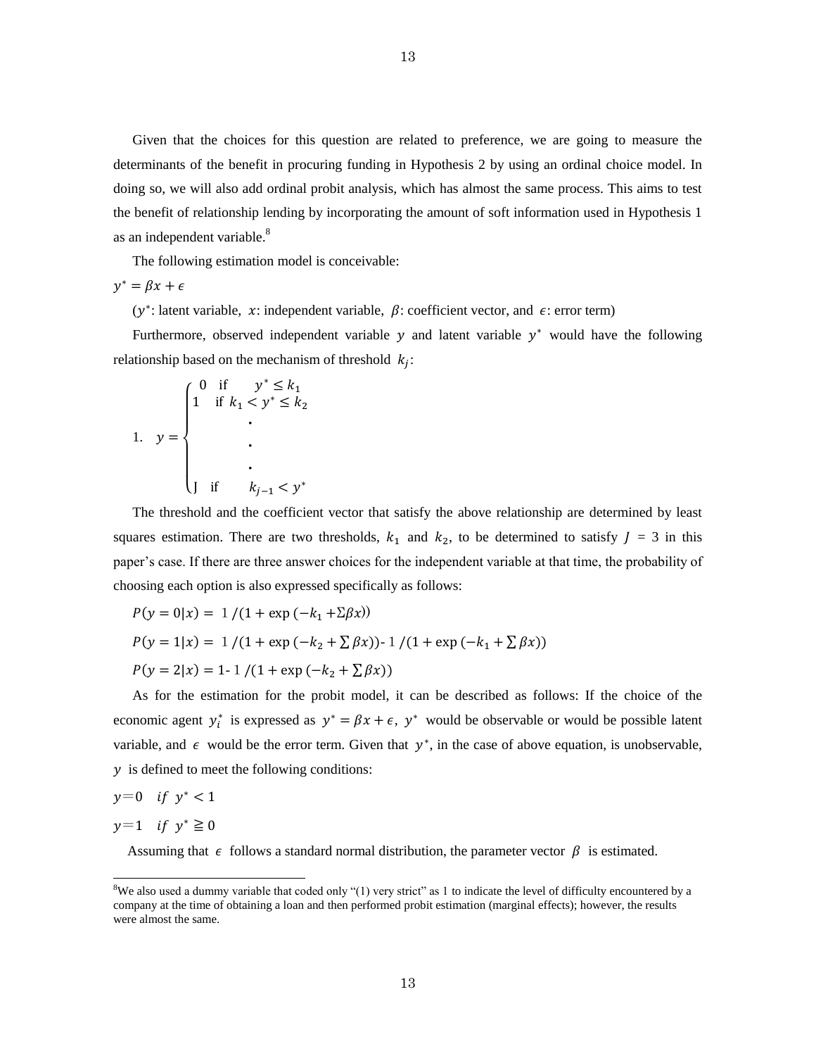Given that the choices for this question are related to preference, we are going to measure the determinants of the benefit in procuring funding in Hypothesis 2 by using an ordinal choice model. In doing so, we will also add ordinal probit analysis, which has almost the same process. This aims to test the benefit of relationship lending by incorporating the amount of soft information used in Hypothesis 1 as an independent variable.[8]

The following estimation model is conceivable:

$y^* = \beta x + \epsilon$

($y^*$: latent variable, $x$: independent variable, $\beta$: coefficient vector, and $\epsilon$: error term)

Furthermore, observed independent variable $y$ and latent variable $y^*$ would have the following relationship based on the mechanism of threshold $k_j$:

$$1. \quad y = \begin{cases} 0 & \text{if} \quad y^* \leq k_1 \\ 1 & \text{if } k_1 < y^* \leq k_2 \\ \cdot & \\ \cdot & \\ \cdot & \\ \text{J} & \text{if} \quad k_{j-1} < y^* \end{cases}$$

The threshold and the coefficient vector that satisfy the above relationship are determined by least squares estimation. There are two thresholds, $k_1$ and $k_2$, to be determined to satisfy $J = 3$ in this paper's case. If there are three answer choices for the independent variable at that time, the probability of choosing each option is also expressed specifically as follows:

$P(y = 0|x) = 1/(1 + \exp(-k_1 + \Sigma\beta x))$

$P(y = 1|x) = 1/(1 + \exp(-k_2 + \sum\beta x))$- $1/(1 + \exp(-k_1 + \sum\beta x))$

$P(y = 2|x) = 1$- $1/(1 + \exp(-k_2 + \sum\beta x))$

As for the estimation for the probit model, it can be described as follows: If the choice of the economic agent $y_i^*$ is expressed as $y^* = \beta x + \epsilon$, $y^*$ would be observable or would be possible latent variable, and $\epsilon$ would be the error term. Given that $y^*$, in the case of above equation, is unobservable, $y$ is defined to meet the following conditions:

$y = 0 \quad if \; y^* < 1$

$y = 1 \quad if \; y^* \geqq 0$

Assuming that $\epsilon$ follows a standard normal distribution, the parameter vector $\beta$ is estimated.

---

[8] We also used a dummy variable that coded only "(1) very strict" as 1 to indicate the level of difficulty encountered by a company at the time of obtaining a loan and then performed probit estimation (marginal effects); however, the results were almost the same.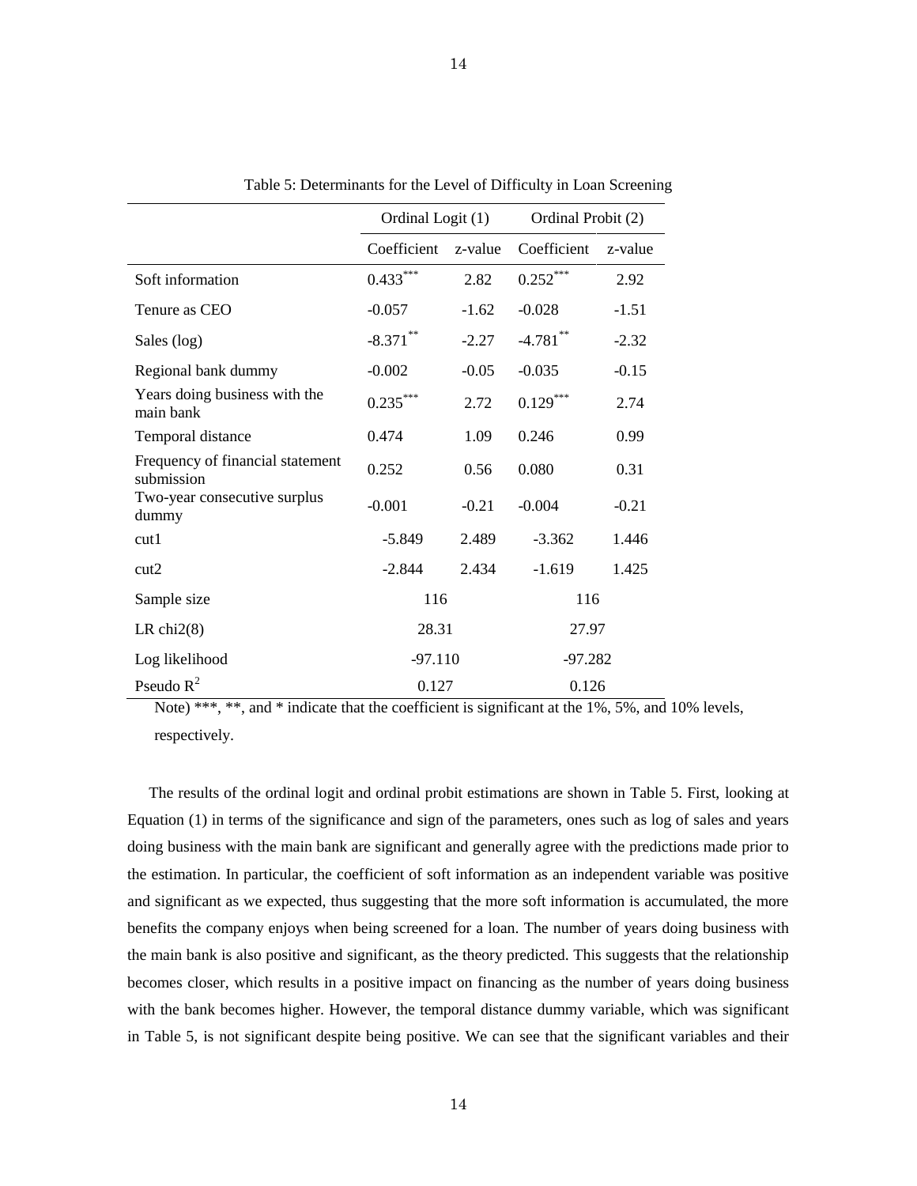Table 5: Determinants for the Level of Difficulty in Loan Screening

| | Ordinal Logit (1) | | Ordinal Probit (2) | |
|---|---|---|---|---|
| | Coefficient | z-value | Coefficient | z-value |
| Soft information | 0.433*** | 2.82 | 0.252*** | 2.92 |
| Tenure as CEO | -0.057 | -1.62 | -0.028 | -1.51 |
| Sales (log) | -8.371** | -2.27 | -4.781** | -2.32 |
| Regional bank dummy | -0.002 | -0.05 | -0.035 | -0.15 |
| Years doing business with the main bank | 0.235*** | 2.72 | 0.129*** | 2.74 |
| Temporal distance | 0.474 | 1.09 | 0.246 | 0.99 |
| Frequency of financial statement submission | 0.252 | 0.56 | 0.080 | 0.31 |
| Two-year consecutive surplus dummy | -0.001 | -0.21 | -0.004 | -0.21 |
| cut1 | -5.849 | 2.489 | -3.362 | 1.446 |
| cut2 | -2.844 | 2.434 | -1.619 | 1.425 |
| Sample size | 116 | | 116 | |
| LR chi2(8) | 28.31 | | 27.97 | |
| Log likelihood | -97.110 | | -97.282 | |
| Pseudo $R^2$ | 0.127 | | 0.126 | |

Note) ***, **, and * indicate that the coefficient is significant at the 1%, 5%, and 10% levels, respectively.

The results of the ordinal logit and ordinal probit estimations are shown in Table 5. First, looking at Equation (1) in terms of the significance and sign of the parameters, ones such as log of sales and years doing business with the main bank are significant and generally agree with the predictions made prior to the estimation. In particular, the coefficient of soft information as an independent variable was positive and significant as we expected, thus suggesting that the more soft information is accumulated, the more benefits the company enjoys when being screened for a loan. The number of years doing business with the main bank is also positive and significant, as the theory predicted. This suggests that the relationship becomes closer, which results in a positive impact on financing as the number of years doing business with the bank becomes higher. However, the temporal distance dummy variable, which was significant in Table 5, is not significant despite being positive. We can see that the significant variables and their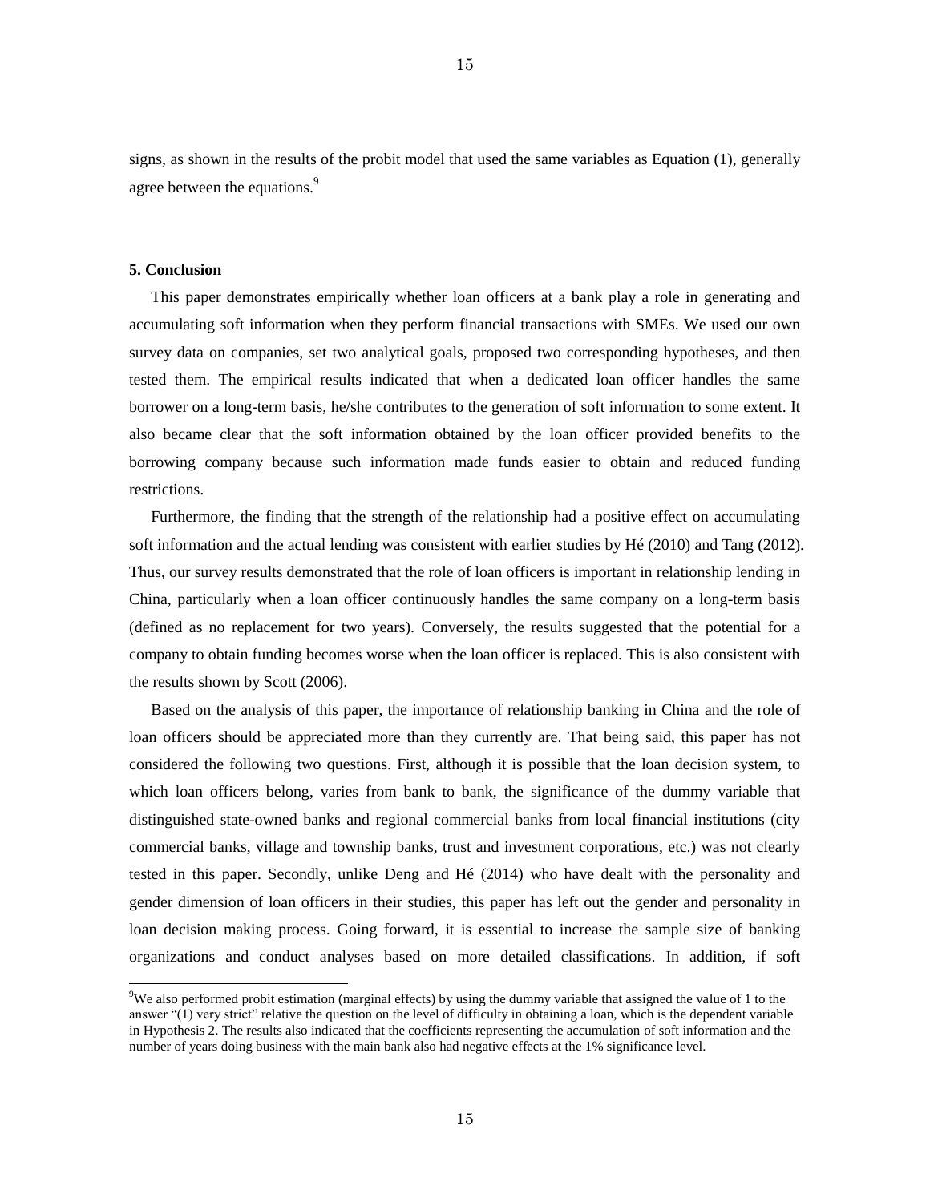signs, as shown in the results of the probit model that used the same variables as Equation (1), generally agree between the equations.[9]

## 5. Conclusion

This paper demonstrates empirically whether loan officers at a bank play a role in generating and accumulating soft information when they perform financial transactions with SMEs. We used our own survey data on companies, set two analytical goals, proposed two corresponding hypotheses, and then tested them. The empirical results indicated that when a dedicated loan officer handles the same borrower on a long-term basis, he/she contributes to the generation of soft information to some extent. It also became clear that the soft information obtained by the loan officer provided benefits to the borrowing company because such information made funds easier to obtain and reduced funding restrictions.

Furthermore, the finding that the strength of the relationship had a positive effect on accumulating soft information and the actual lending was consistent with earlier studies by Hé (2010) and Tang (2012). Thus, our survey results demonstrated that the role of loan officers is important in relationship lending in China, particularly when a loan officer continuously handles the same company on a long-term basis (defined as no replacement for two years). Conversely, the results suggested that the potential for a company to obtain funding becomes worse when the loan officer is replaced. This is also consistent with the results shown by Scott (2006).

Based on the analysis of this paper, the importance of relationship banking in China and the role of loan officers should be appreciated more than they currently are. That being said, this paper has not considered the following two questions. First, although it is possible that the loan decision system, to which loan officers belong, varies from bank to bank, the significance of the dummy variable that distinguished state-owned banks and regional commercial banks from local financial institutions (city commercial banks, village and township banks, trust and investment corporations, etc.) was not clearly tested in this paper. Secondly, unlike Deng and Hé (2014) who have dealt with the personality and gender dimension of loan officers in their studies, this paper has left out the gender and personality in loan decision making process. Going forward, it is essential to increase the sample size of banking organizations and conduct analyses based on more detailed classifications. In addition, if soft

[9] We also performed probit estimation (marginal effects) by using the dummy variable that assigned the value of 1 to the answer "(1) very strict" relative the question on the level of difficulty in obtaining a loan, which is the dependent variable in Hypothesis 2. The results also indicated that the coefficients representing the accumulation of soft information and the number of years doing business with the main bank also had negative effects at the 1% significance level.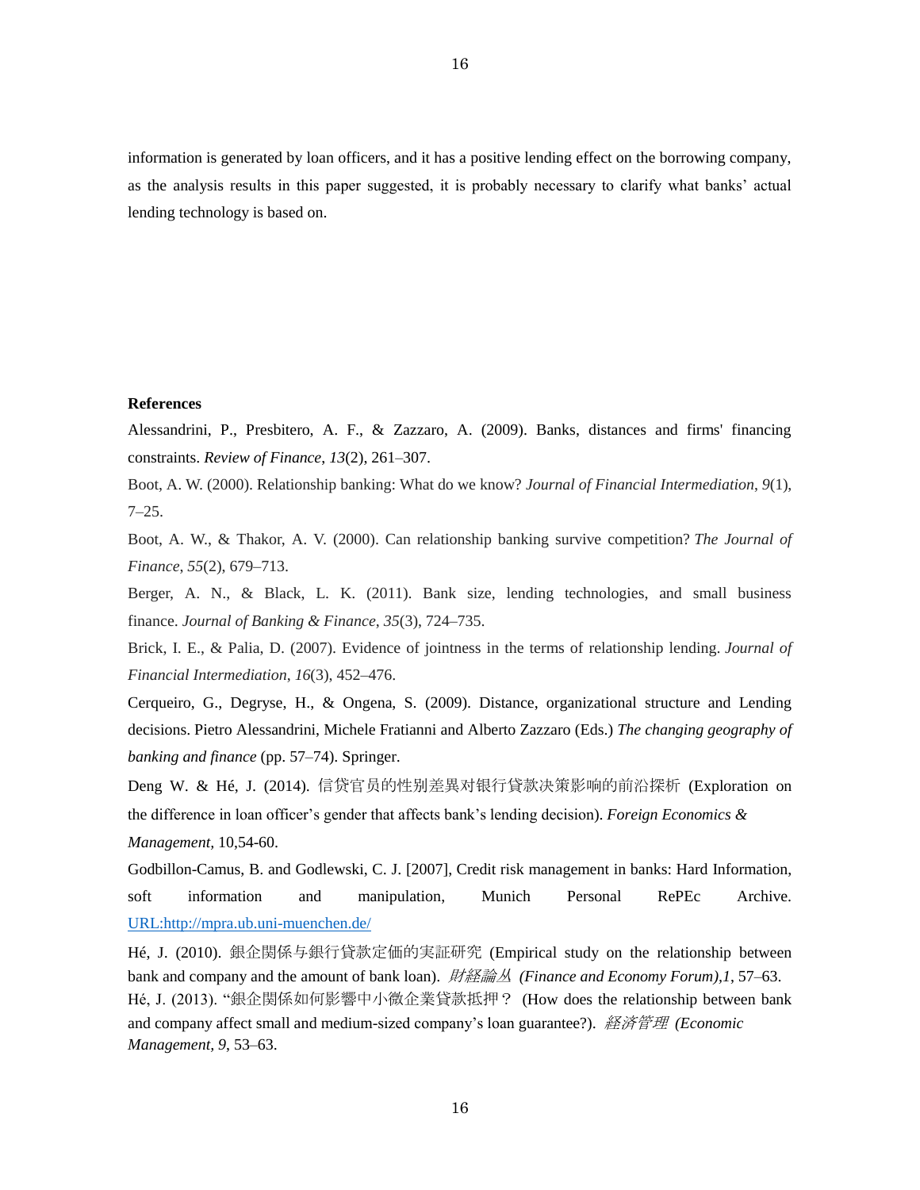information is generated by loan officers, and it has a positive lending effect on the borrowing company, as the analysis results in this paper suggested, it is probably necessary to clarify what banks' actual lending technology is based on.

**References**

Alessandrini, P., Presbitero, A. F., & Zazzaro, A. (2009). Banks, distances and firms' financing constraints. *Review of Finance*, *13*(2), 261–307.

Boot, A. W. (2000). Relationship banking: What do we know? *Journal of Financial Intermediation*, *9*(1), 7–25.

Boot, A. W., & Thakor, A. V. (2000). Can relationship banking survive competition? *The Journal of Finance*, *55*(2), 679–713.

Berger, A. N., & Black, L. K. (2011). Bank size, lending technologies, and small business finance. *Journal of Banking & Finance*, *35*(3), 724–735.

Brick, I. E., & Palia, D. (2007). Evidence of jointness in the terms of relationship lending. *Journal of Financial Intermediation*, *16*(3), 452–476.

Cerqueiro, G., Degryse, H., & Ongena, S. (2009). Distance, organizational structure and Lending decisions. Pietro Alessandrini, Michele Fratianni and Alberto Zazzaro (Eds.) *The changing geography of banking and finance* (pp. 57–74). Springer.

Deng W. & Hé, J. (2014). 信贷官员的性别差異对银行貸款决策影响的前沿探析 (Exploration on the difference in loan officer's gender that affects bank's lending decision). *Foreign Economics & Management*, 10,54-60.

Godbillon-Camus, B. and Godlewski, C. J. [2007], Credit risk management in banks: Hard Information, soft information and manipulation, Munich Personal RePEc Archive. URL:http://mpra.ub.uni-muenchen.de/

Hé, J. (2010). 銀企関係与銀行貸款定価的実証研究 (Empirical study on the relationship between bank and company and the amount of bank loan). *財経論丛 (Finance and Economy Forum)*,*1*, 57–63.

Hé, J. (2013). "銀企関係如何影響中小微企業貸款抵押？ (How does the relationship between bank and company affect small and medium-sized company's loan guarantee?). *経済管理 (Economic Management, 9*, 53–63.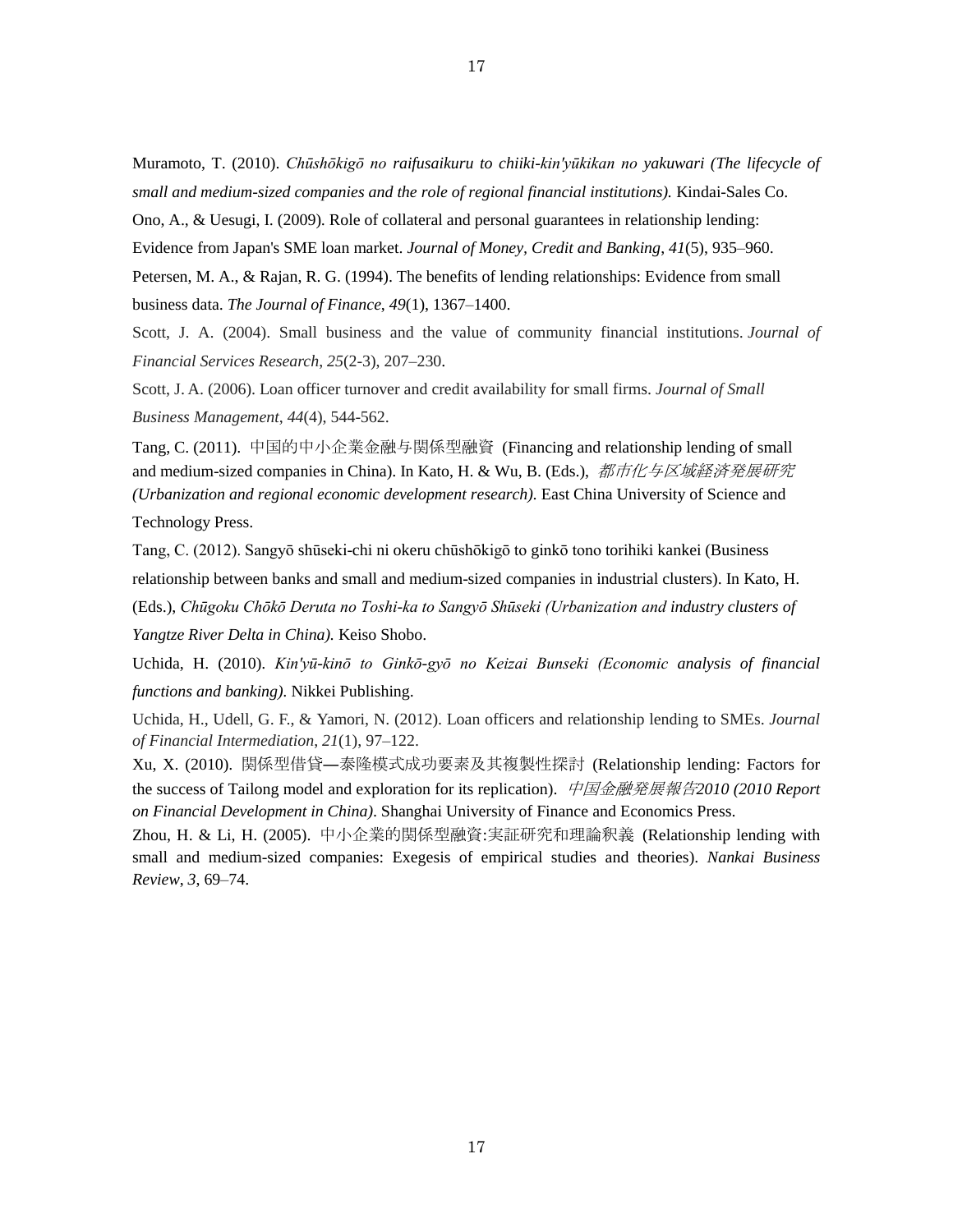Muramoto, T. (2010). *Chūshōkigō no raifusaikuru to chiiki-kin'yūkikan no yakuwari (The lifecycle of small and medium-sized companies and the role of regional financial institutions).* Kindai-Sales Co.

Ono, A., & Uesugi, I. (2009). Role of collateral and personal guarantees in relationship lending: Evidence from Japan's SME loan market. *Journal of Money, Credit and Banking*, *41*(5), 935–960.

Petersen, M. A., & Rajan, R. G. (1994). The benefits of lending relationships: Evidence from small business data. *The Journal of Finance*, *49*(1), 1367–1400.

Scott, J. A. (2004). Small business and the value of community financial institutions. *Journal of Financial Services Research*, *25*(2-3), 207–230.

Scott, J. A. (2006). Loan officer turnover and credit availability for small firms. *Journal of Small Business Management*, *44*(4), 544-562.

Tang, C. (2011). 中国的中小企業金融与関係型融資 (Financing and relationship lending of small and medium-sized companies in China). In Kato, H. & Wu, B. (Eds.), *都市化与区域経済発展研究 (Urbanization and regional economic development research).* East China University of Science and Technology Press.

Tang, C. (2012). Sangyō shūseki-chi ni okeru chūshōkigō to ginkō tono torihiki kankei (Business relationship between banks and small and medium-sized companies in industrial clusters). In Kato, H. (Eds.), *Chūgoku Chōkō Deruta no Toshi-ka to Sangyō Shūseki (Urbanization and industry clusters of Yangtze River Delta in China).* Keiso Shobo.

Uchida, H. (2010). *Kin'yū-kinō to Ginkō-gyō no Keizai Bunseki (Economic analysis of financial functions and banking)*. Nikkei Publishing.

Uchida, H., Udell, G. F., & Yamori, N. (2012). Loan officers and relationship lending to SMEs. *Journal of Financial Intermediation*, *21*(1), 97–122.

Xu, X. (2010). 関係型借貸—泰隆模式成功要素及其複製性探討 (Relationship lending: Factors for the success of Tailong model and exploration for its replication). *中国金融発展報告2010 (2010 Report on Financial Development in China)*. Shanghai University of Finance and Economics Press.

Zhou, H. & Li, H. (2005). 中小企業的関係型融資:実証研究和理論釈義 (Relationship lending with small and medium-sized companies: Exegesis of empirical studies and theories). *Nankai Business Review*, *3*, 69–74.